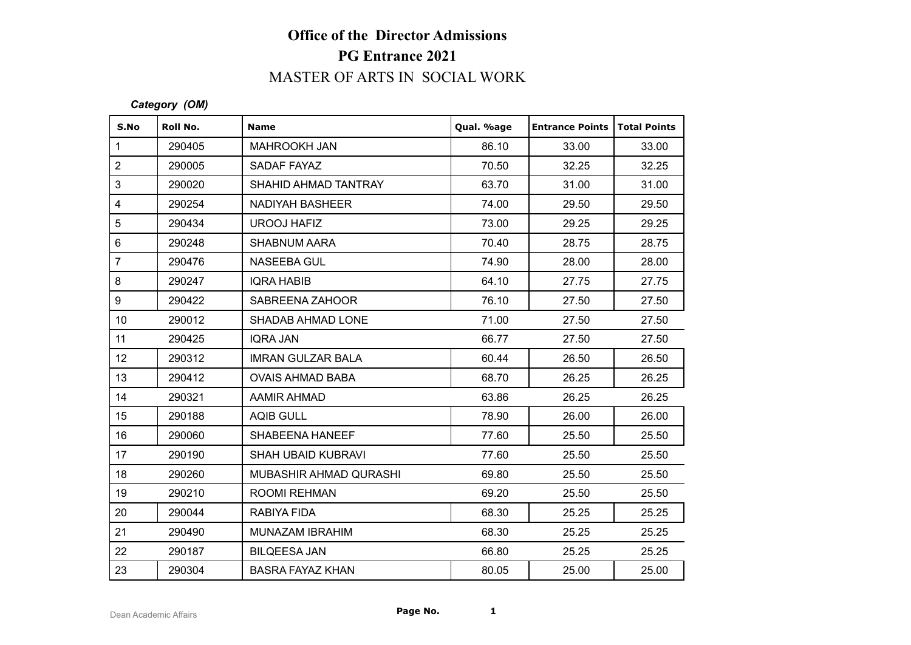# Office of the Director Admissions

## PG Entrance 2021

## MASTER OF ARTS IN SOCIAL WORK

***Category (OM)***

| S.No | Roll No. | Name | Qual. %age | Entrance Points | Total Points |
|---|---|---|---|---|---|
| 1 | 290405 | MAHROOKH JAN | 86.10 | 33.00 | 33.00 |
| 2 | 290005 | SADAF FAYAZ | 70.50 | 32.25 | 32.25 |
| 3 | 290020 | SHAHID AHMAD TANTRAY | 63.70 | 31.00 | 31.00 |
| 4 | 290254 | NADIYAH BASHEER | 74.00 | 29.50 | 29.50 |
| 5 | 290434 | UROOJ HAFIZ | 73.00 | 29.25 | 29.25 |
| 6 | 290248 | SHABNUM AARA | 70.40 | 28.75 | 28.75 |
| 7 | 290476 | NASEEBA GUL | 74.90 | 28.00 | 28.00 |
| 8 | 290247 | IQRA HABIB | 64.10 | 27.75 | 27.75 |
| 9 | 290422 | SABREENA ZAHOOR | 76.10 | 27.50 | 27.50 |
| 10 | 290012 | SHADAB AHMAD LONE | 71.00 | 27.50 | 27.50 |
| 11 | 290425 | IQRA JAN | 66.77 | 27.50 | 27.50 |
| 12 | 290312 | IMRAN GULZAR BALA | 60.44 | 26.50 | 26.50 |
| 13 | 290412 | OVAIS AHMAD BABA | 68.70 | 26.25 | 26.25 |
| 14 | 290321 | AAMIR AHMAD | 63.86 | 26.25 | 26.25 |
| 15 | 290188 | AQIB GULL | 78.90 | 26.00 | 26.00 |
| 16 | 290060 | SHABEENA HANEEF | 77.60 | 25.50 | 25.50 |
| 17 | 290190 | SHAH UBAID KUBRAVI | 77.60 | 25.50 | 25.50 |
| 18 | 290260 | MUBASHIR AHMAD QURASHI | 69.80 | 25.50 | 25.50 |
| 19 | 290210 | ROOMI REHMAN | 69.20 | 25.50 | 25.50 |
| 20 | 290044 | RABIYA FIDA | 68.30 | 25.25 | 25.25 |
| 21 | 290490 | MUNAZAM IBRAHIM | 68.30 | 25.25 | 25.25 |
| 22 | 290187 | BILQEESA JAN | 66.80 | 25.25 | 25.25 |
| 23 | 290304 | BASRA FAYAZ KHAN | 80.05 | 25.00 | 25.00 |

Dean Academic Affairs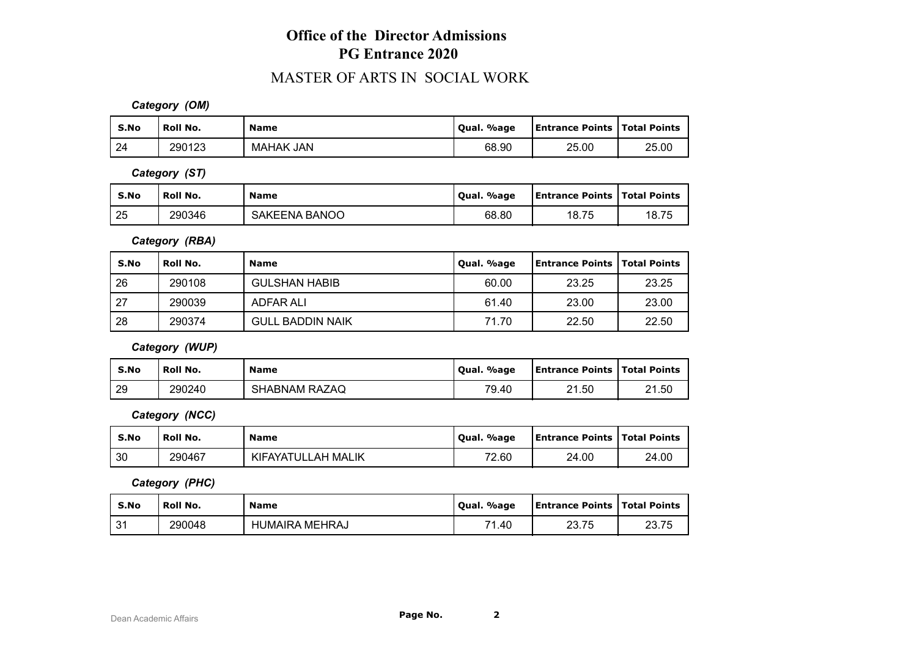# Office of the Director Admissions
## PG Entrance 2020

### MASTER OF ARTS IN SOCIAL WORK

***Category (OM)***

| S.No | Roll No. | Name | Qual. %age | Entrance Points | Total Points |
|---|---|---|---|---|---|
| 24 | 290123 | MAHAK JAN | 68.90 | 25.00 | 25.00 |

***Category (ST)***

| S.No | Roll No. | Name | Qual. %age | Entrance Points | Total Points |
|---|---|---|---|---|---|
| 25 | 290346 | SAKEENA BANOO | 68.80 | 18.75 | 18.75 |

***Category (RBA)***

| S.No | Roll No. | Name | Qual. %age | Entrance Points | Total Points |
|---|---|---|---|---|---|
| 26 | 290108 | GULSHAN HABIB | 60.00 | 23.25 | 23.25 |
| 27 | 290039 | ADFAR ALI | 61.40 | 23.00 | 23.00 |
| 28 | 290374 | GULL BADDIN NAIK | 71.70 | 22.50 | 22.50 |

***Category (WUP)***

| S.No | Roll No. | Name | Qual. %age | Entrance Points | Total Points |
|---|---|---|---|---|---|
| 29 | 290240 | SHABNAM RAZAQ | 79.40 | 21.50 | 21.50 |

***Category (NCC)***

| S.No | Roll No. | Name | Qual. %age | Entrance Points | Total Points |
|---|---|---|---|---|---|
| 30 | 290467 | KIFAYATULLAH MALIK | 72.60 | 24.00 | 24.00 |

***Category (PHC)***

| S.No | Roll No. | Name | Qual. %age | Entrance Points | Total Points |
|---|---|---|---|---|---|
| 31 | 290048 | HUMAIRA MEHRAJ | 71.40 | 23.75 | 23.75 |

Dean Academic Affairs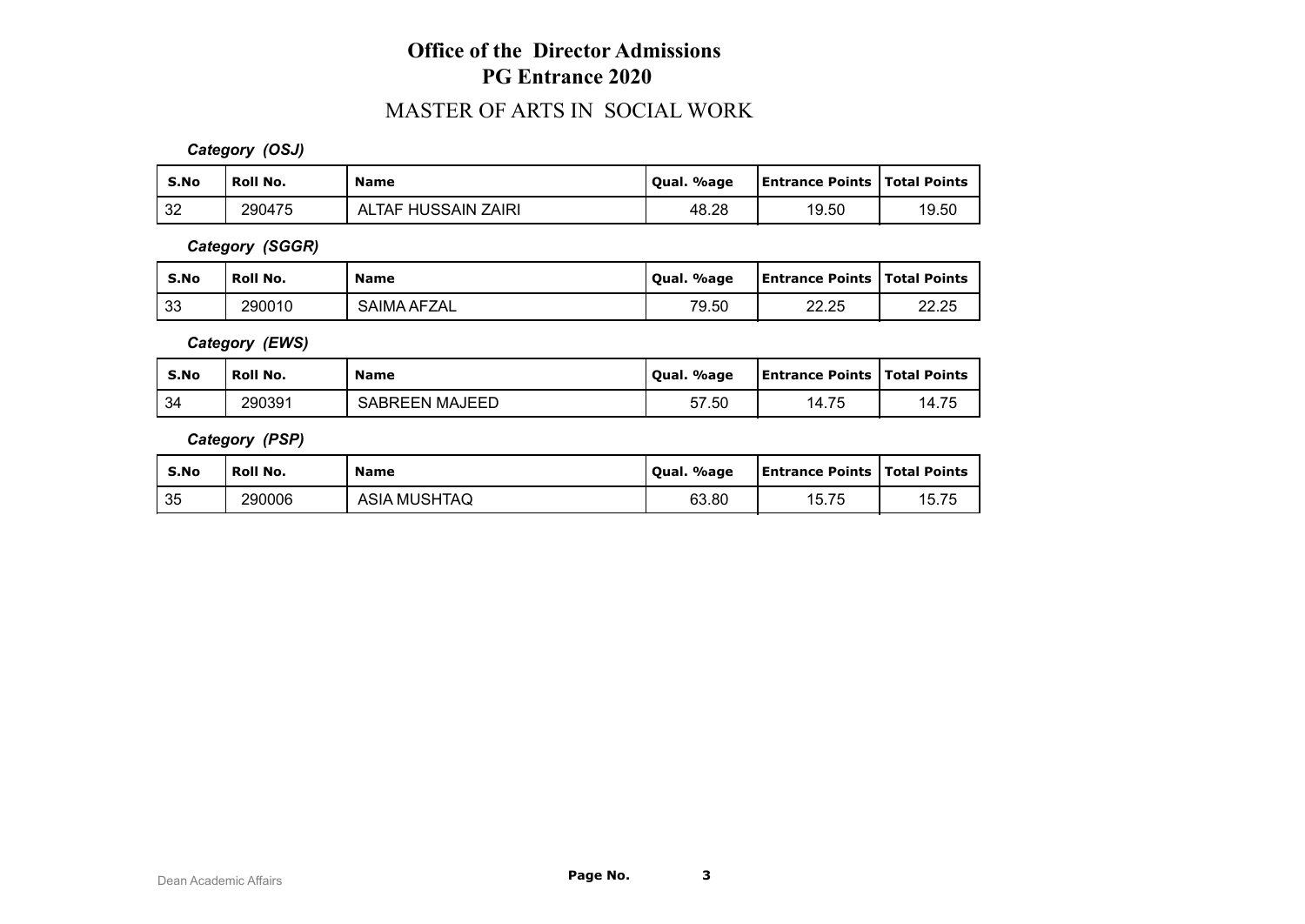# Office of the Director Admissions
# PG Entrance 2020

## MASTER OF ARTS IN SOCIAL WORK

***Category (OSJ)***

| S.No | Roll No. | Name | Qual. %age | Entrance Points | Total Points |
|---|---|---|---|---|---|
| 32 | 290475 | ALTAF HUSSAIN ZAIRI | 48.28 | 19.50 | 19.50 |

***Category (SGGR)***

| S.No | Roll No. | Name | Qual. %age | Entrance Points | Total Points |
|---|---|---|---|---|---|
| 33 | 290010 | SAIMA AFZAL | 79.50 | 22.25 | 22.25 |

***Category (EWS)***

| S.No | Roll No. | Name | Qual. %age | Entrance Points | Total Points |
|---|---|---|---|---|---|
| 34 | 290391 | SABREEN MAJEED | 57.50 | 14.75 | 14.75 |

***Category (PSP)***

| S.No | Roll No. | Name | Qual. %age | Entrance Points | Total Points |
|---|---|---|---|---|---|
| 35 | 290006 | ASIA MUSHTAQ | 63.80 | 15.75 | 15.75 |

Dean Academic Affairs